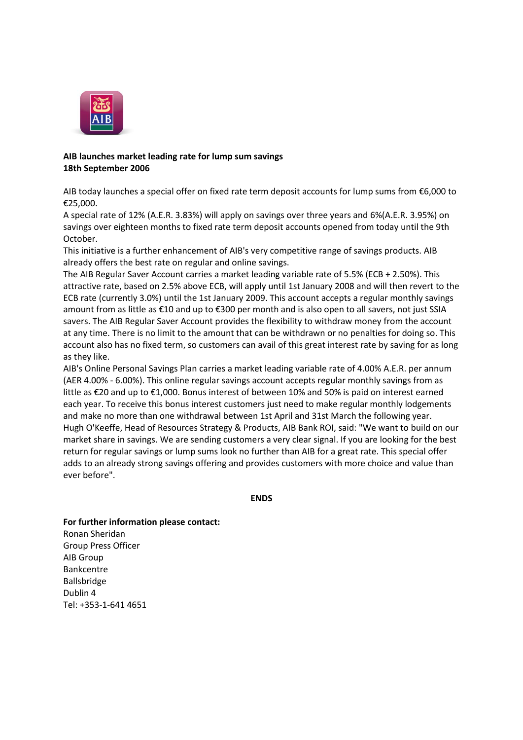**AIB launches market leading rate for lump sum savings**
**18th September 2006**

AIB today launches a special offer on fixed rate term deposit accounts for lump sums from €6,000 to €25,000.

A special rate of 12% (A.E.R. 3.83%) will apply on savings over three years and 6%(A.E.R. 3.95%) on savings over eighteen months to fixed rate term deposit accounts opened from today until the 9th October.

This initiative is a further enhancement of AIB's very competitive range of savings products. AIB already offers the best rate on regular and online savings.

The AIB Regular Saver Account carries a market leading variable rate of 5.5% (ECB + 2.50%). This attractive rate, based on 2.5% above ECB, will apply until 1st January 2008 and will then revert to the ECB rate (currently 3.0%) until the 1st January 2009. This account accepts a regular monthly savings amount from as little as €10 and up to €300 per month and is also open to all savers, not just SSIA savers. The AIB Regular Saver Account provides the flexibility to withdraw money from the account at any time. There is no limit to the amount that can be withdrawn or no penalties for doing so. This account also has no fixed term, so customers can avail of this great interest rate by saving for as long as they like.

AIB's Online Personal Savings Plan carries a market leading variable rate of 4.00% A.E.R. per annum (AER 4.00% - 6.00%). This online regular savings account accepts regular monthly savings from as little as €20 and up to €1,000. Bonus interest of between 10% and 50% is paid on interest earned each year. To receive this bonus interest customers just need to make regular monthly lodgements and make no more than one withdrawal between 1st April and 31st March the following year.

Hugh O'Keeffe, Head of Resources Strategy & Products, AIB Bank ROI, said: "We want to build on our market share in savings. We are sending customers a very clear signal. If you are looking for the best return for regular savings or lump sums look no further than AIB for a great rate. This special offer adds to an already strong savings offering and provides customers with more choice and value than ever before".

**ENDS**

**For further information please contact:**
Ronan Sheridan
Group Press Officer
AIB Group
Bankcentre
Ballsbridge
Dublin 4
Tel: +353-1-641 4651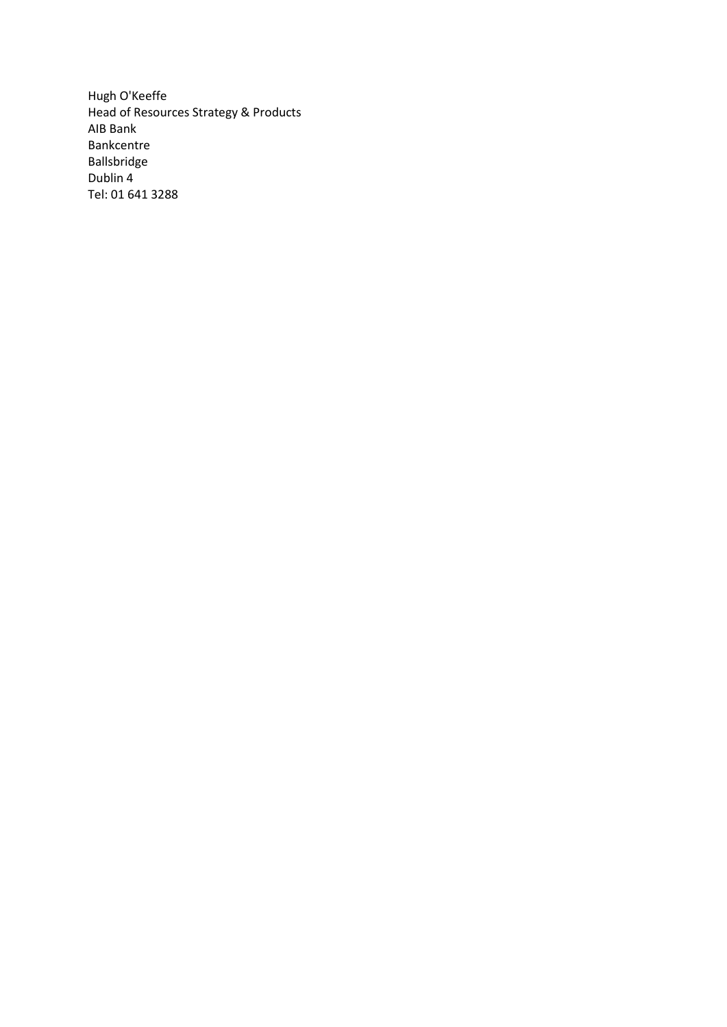Hugh O'Keeffe
Head of Resources Strategy & Products
AIB Bank
Bankcentre
Ballsbridge
Dublin 4
Tel: 01 641 3288